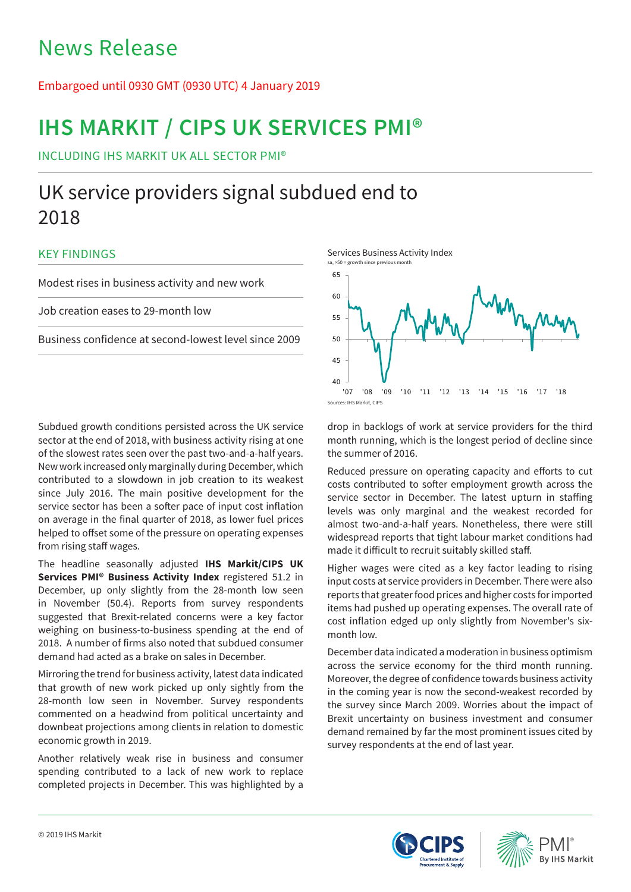# News Release

Embargoed until 0930 GMT (0930 UTC) 4 January 2019

# IHS MARKIT / CIPS UK SERVICES PMI®

INCLUDING IHS MARKIT UK ALL SECTOR PMI®

## UK service providers signal subdued end to 2018

### KEY FINDINGS

- Modest rises in business activity and new work
- Job creation eases to 29-month low
- Business confidence at second-lowest level since 2009

Services Business Activity Index
sa, >50 = growth since previous month

Sources: IHS Markit, CIPS

Subdued growth conditions persisted across the UK service sector at the end of 2018, with business activity rising at one of the slowest rates seen over the past two-and-a-half years. New work increased only marginally during December, which contributed to a slowdown in job creation to its weakest since July 2016. The main positive development for the service sector has been a softer pace of input cost inflation on average in the final quarter of 2018, as lower fuel prices helped to offset some of the pressure on operating expenses from rising staff wages.

The headline seasonally adjusted **IHS Markit/CIPS UK Services PMI® Business Activity Index** registered 51.2 in December, up only slightly from the 28-month low seen in November (50.4). Reports from survey respondents suggested that Brexit-related concerns were a key factor weighing on business-to-business spending at the end of 2018. A number of firms also noted that subdued consumer demand had acted as a brake on sales in December.

Mirroring the trend for business activity, latest data indicated that growth of new work picked up only slightly from the 28-month low seen in November. Survey respondents commented on a headwind from political uncertainty and downbeat projections among clients in relation to domestic economic growth in 2019.

Another relatively weak rise in business and consumer spending contributed to a lack of new work to replace completed projects in December. This was highlighted by a drop in backlogs of work at service providers for the third month running, which is the longest period of decline since the summer of 2016.

Reduced pressure on operating capacity and efforts to cut costs contributed to softer employment growth across the service sector in December. The latest upturn in staffing levels was only marginal and the weakest recorded for almost two-and-a-half years. Nonetheless, there were still widespread reports that tight labour market conditions had made it difficult to recruit suitably skilled staff.

Higher wages were cited as a key factor leading to rising input costs at service providers in December. There were also reports that greater food prices and higher costs for imported items had pushed up operating expenses. The overall rate of cost inflation edged up only slightly from November's six-month low.

December data indicated a moderation in business optimism across the service economy for the third month running. Moreover, the degree of confidence towards business activity in the coming year is now the second-weakest recorded by the survey since March 2009. Worries about the impact of Brexit uncertainty on business investment and consumer demand remained by far the most prominent issues cited by survey respondents at the end of last year.

© 2019 IHS Markit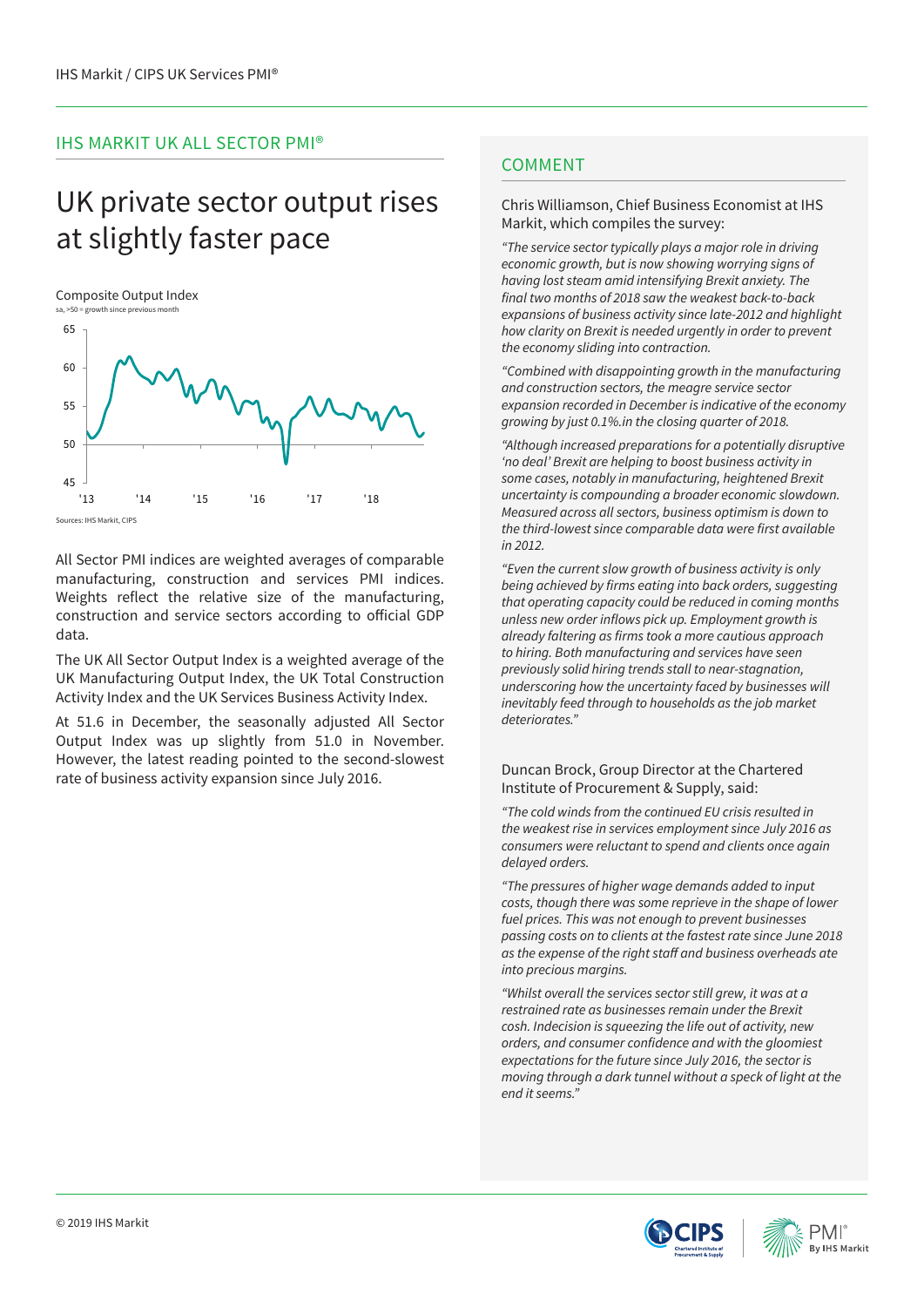## IHS MARKIT UK ALL SECTOR PMI®

# UK private sector output rises at slightly faster pace

Composite Output Index
sa, >50 = growth since previous month

Sources: IHS Markit, CIPS

All Sector PMI indices are weighted averages of comparable manufacturing, construction and services PMI indices. Weights reflect the relative size of the manufacturing, construction and service sectors according to official GDP data.

The UK All Sector Output Index is a weighted average of the UK Manufacturing Output Index, the UK Total Construction Activity Index and the UK Services Business Activity Index.

At 51.6 in December, the seasonally adjusted All Sector Output Index was up slightly from 51.0 in November. However, the latest reading pointed to the second-slowest rate of business activity expansion since July 2016.

## COMMENT

Chris Williamson, Chief Business Economist at IHS Markit, which compiles the survey:

*"The service sector typically plays a major role in driving economic growth, but is now showing worrying signs of having lost steam amid intensifying Brexit anxiety. The final two months of 2018 saw the weakest back-to-back expansions of business activity since late-2012 and highlight how clarity on Brexit is needed urgently in order to prevent the economy sliding into contraction.*

*"Combined with disappointing growth in the manufacturing and construction sectors, the meagre service sector expansion recorded in December is indicative of the economy growing by just 0.1%.in the closing quarter of 2018.*

*"Although increased preparations for a potentially disruptive 'no deal' Brexit are helping to boost business activity in some cases, notably in manufacturing, heightened Brexit uncertainty is compounding a broader economic slowdown. Measured across all sectors, business optimism is down to the third-lowest since comparable data were first available in 2012.*

*"Even the current slow growth of business activity is only being achieved by firms eating into back orders, suggesting that operating capacity could be reduced in coming months unless new order inflows pick up. Employment growth is already faltering as firms took a more cautious approach to hiring. Both manufacturing and services have seen previously solid hiring trends stall to near-stagnation, underscoring how the uncertainty faced by businesses will inevitably feed through to households as the job market deteriorates."*

Duncan Brock, Group Director at the Chartered Institute of Procurement & Supply, said:

*"The cold winds from the continued EU crisis resulted in the weakest rise in services employment since July 2016 as consumers were reluctant to spend and clients once again delayed orders.*

*"The pressures of higher wage demands added to input costs, though there was some reprieve in the shape of lower fuel prices. This was not enough to prevent businesses passing costs on to clients at the fastest rate since June 2018 as the expense of the right staff and business overheads ate into precious margins.*

*"Whilst overall the services sector still grew, it was at a restrained rate as businesses remain under the Brexit cosh. Indecision is squeezing the life out of activity, new orders, and consumer confidence and with the gloomiest expectations for the future since July 2016, the sector is moving through a dark tunnel without a speck of light at the end it seems."*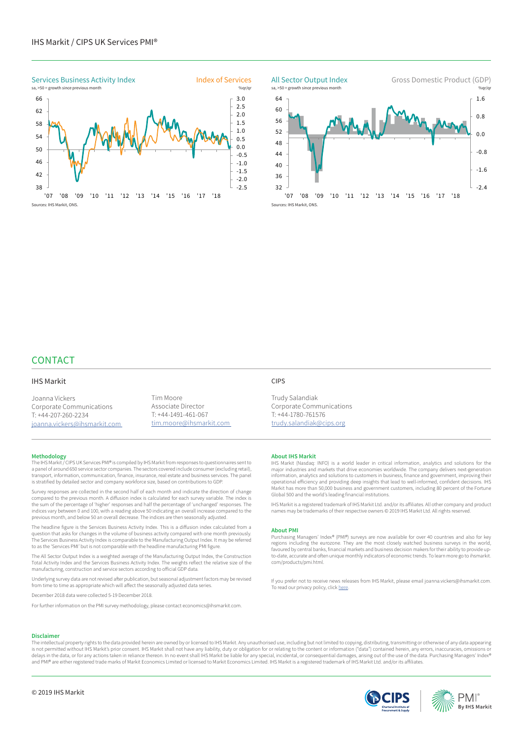Services Business Activity Index

sa, >50 = growth since previous month

Index of Services

%qr/qr

66
62
58
54
50
46
42
38

3.0
2.5
2.0
1.5
1.0
0.5
0.0
-0.5
-1.0
-1.5
-2.0
-2.5

'07 '08 '09 '10 '11 '12 '13 '14 '15 '16 '17 '18

Sources: IHS Markit, ONS.

All Sector Output Index

sa, >50 = growth since previous month

Gross Domestic Product (GDP)

%qr/qr

64
60
56
52
48
44
40
36
32

1.6
0.8
0.0
-0.8
-1.6
-2.4

'07 '08 '09 '10 '11 '12 '13 '14 '15 '16 '17 '18

Sources: IHS Markit, ONS.

## CONTACT

### IHS Markit

Joanna Vickers
Corporate Communications
T: +44-207-260-2234
joanna.vickers@ihsmarkit.com

Tim Moore
Associate Director
T: +44-1491-461-067
tim.moore@ihsmarkit.com

### CIPS

Trudy Salandiak
Corporate Communications
T: +44-1780-761576
trudy.salandiak@cips.org

### Methodology

The IHS Markit / CIPS UK Services PMI® is compiled by IHS Markit from responses to questionnaires sent to a panel of around 650 service sector companies. The sectors covered include consumer (excluding retail), transport, information, communication, finance, insurance, real estate and business services. The panel is stratified by detailed sector and company workforce size, based on contributions to GDP.

Survey responses are collected in the second half of each month and indicate the direction of change compared to the previous month. A diffusion index is calculated for each survey variable. The index is the sum of the percentage of 'higher' responses and half the percentage of 'unchanged' responses. The indices vary between 0 and 100, with a reading above 50 indicating an overall increase compared to the previous month, and below 50 an overall decrease. The indices are then seasonally adjusted.

The headline figure is the Services Business Activity Index. This is a diffusion index calculated from a question that asks for changes in the volume of business activity compared with one month previously. The Services Business Activity Index is comparable to the Manufacturing Output Index. It may be referred to as the 'Services PMI' but is not comparable with the headline manufacturing PMI figure.

The All Sector Output Index is a weighted average of the Manufacturing Output Index, the Construction Total Activity Index and the Services Business Activity Index. The weights reflect the relative size of the manufacturing, construction and service sectors according to official GDP data.

Underlying survey data are not revised after publication, but seasonal adjustment factors may be revised from time to time as appropriate which will affect the seasonally adjusted data series.

December 2018 data were collected 5-19 December 2018.

For further information on the PMI survey methodology, please contact economics@ihsmarkit.com.

### About IHS Markit

IHS Markit (Nasdaq: INFO) is a world leader in critical information, analytics and solutions for the major industries and markets that drive economies worldwide. The company delivers next-generation information, analytics and solutions to customers in business, finance and government, improving their operational efficiency and providing deep insights that lead to well-informed, confident decisions. IHS Markit has more than 50,000 business and government customers, including 80 percent of the Fortune Global 500 and the world's leading financial institutions.

IHS Markit is a registered trademark of IHS Markit Ltd. and/or its affiliates. All other company and product names may be trademarks of their respective owners © 2019 IHS Markit Ltd. All rights reserved.

### About PMI

Purchasing Managers' Index® (PMI®) surveys are now available for over 40 countries and also for key regions including the eurozone. They are the most closely watched business surveys in the world, favoured by central banks, financial markets and business decision makers for their ability to provide up-to-date, accurate and often unique monthly indicators of economic trends. To learn more go to ihsmarkit.com/products/pmi.html.

If you prefer not to receive news releases from IHS Markit, please email joanna.vickers@ihsmarkit.com. To read our privacy policy, click here.

### Disclaimer

The intellectual property rights to the data provided herein are owned by or licensed to IHS Markit. Any unauthorised use, including but not limited to copying, distributing, transmitting or otherwise of any data appearing is not permitted without IHS Markit's prior consent. IHS Markit shall not have any liability, duty or obligation for or relating to the content or information ("data") contained herein, any errors, inaccuracies, omissions or delays in the data, or for any actions taken in reliance thereon. In no event shall IHS Markit be liable for any special, incidental, or consequential damages, arising out of the use of the data. Purchasing Managers' Index® and PMI® are either registered trade marks of Markit Economics Limited or licensed to Markit Economics Limited. IHS Markit is a registered trademark of IHS Markit Ltd. and/or its affiliates.

© 2019 IHS Markit